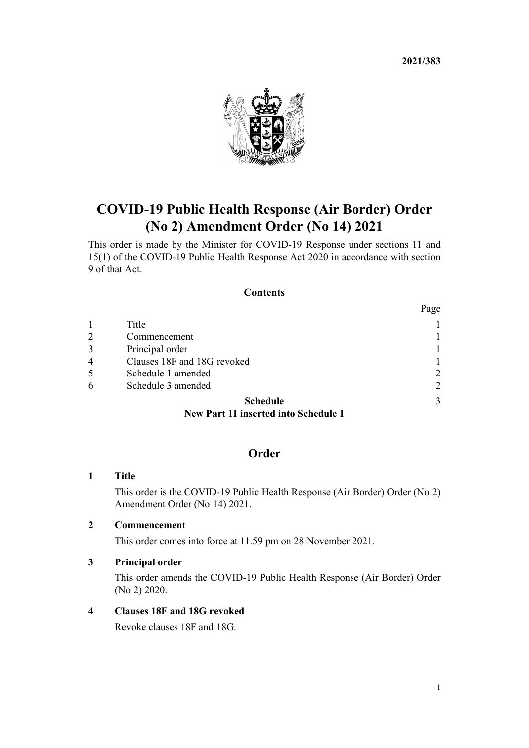**2021/383**

# COVID-19 Public Health Response (Air Border) Order (No 2) Amendment Order (No 14) 2021

This order is made by the Minister for COVID-19 Response under sections 11 and 15(1) of the COVID-19 Public Health Response Act 2020 in accordance with section 9 of that Act.

## Contents

| | | Page |
|---|---|---|
| 1 | Title | 1 |
| 2 | Commencement | 1 |
| 3 | Principal order | 1 |
| 4 | Clauses 18F and 18G revoked | 1 |
| 5 | Schedule 1 amended | 2 |
| 6 | Schedule 3 amended | 2 |
| | **Schedule**<br>**New Part 11 inserted into Schedule 1** | 3 |

## Order

### 1 Title

This order is the COVID-19 Public Health Response (Air Border) Order (No 2) Amendment Order (No 14) 2021.

### 2 Commencement

This order comes into force at 11.59 pm on 28 November 2021.

### 3 Principal order

This order amends the COVID-19 Public Health Response (Air Border) Order (No 2) 2020.

### 4 Clauses 18F and 18G revoked

Revoke clauses 18F and 18G.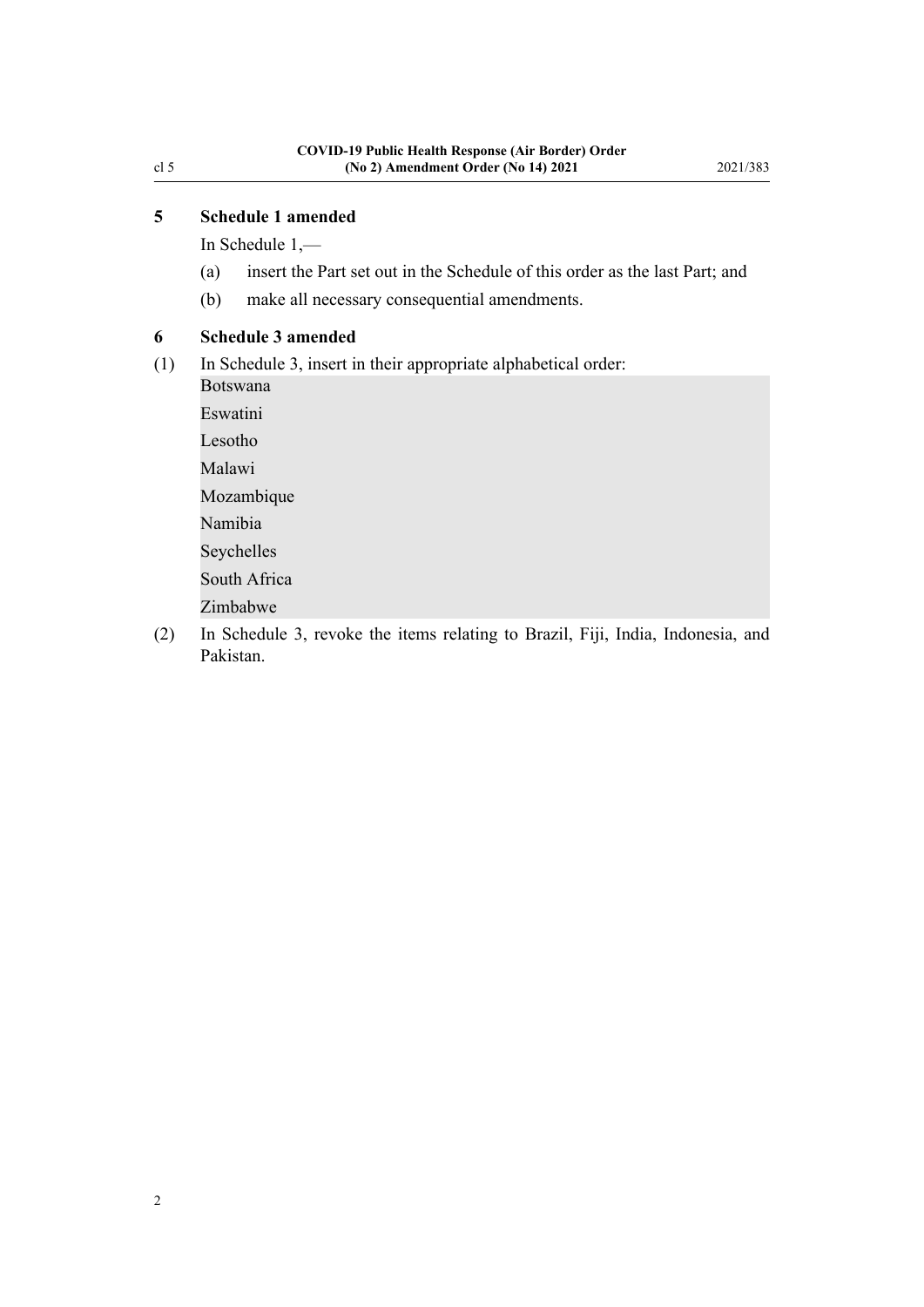### 5 Schedule 1 amended

In Schedule 1,—

(a) insert the Part set out in the Schedule of this order as the last Part; and

(b) make all necessary consequential amendments.

### 6 Schedule 3 amended

(1) In Schedule 3, insert in their appropriate alphabetical order:

Botswana

Eswatini

Lesotho

Malawi

Mozambique

Namibia

Seychelles

South Africa

Zimbabwe

(2) In Schedule 3, revoke the items relating to Brazil, Fiji, India, Indonesia, and Pakistan.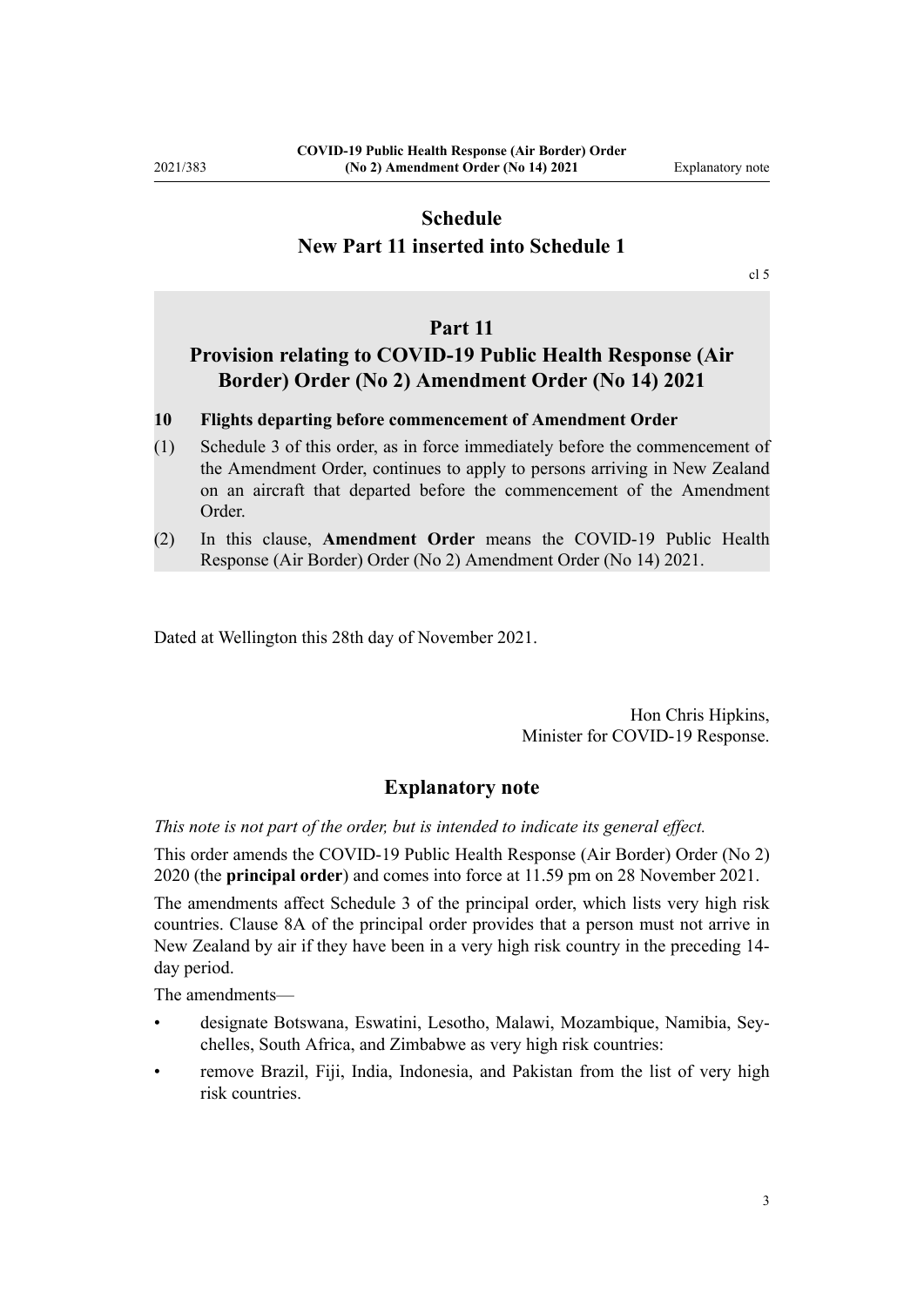# Schedule
## New Part 11 inserted into Schedule 1

cl 5

## Part 11
## Provision relating to COVID-19 Public Health Response (Air Border) Order (No 2) Amendment Order (No 14) 2021

**10 Flights departing before commencement of Amendment Order**

(1) Schedule 3 of this order, as in force immediately before the commencement of the Amendment Order, continues to apply to persons arriving in New Zealand on an aircraft that departed before the commencement of the Amendment Order.

(2) In this clause, **Amendment Order** means the COVID-19 Public Health Response (Air Border) Order (No 2) Amendment Order (No 14) 2021.

Dated at Wellington this 28th day of November 2021.

Hon Chris Hipkins,
Minister for COVID-19 Response.

## Explanatory note

*This note is not part of the order, but is intended to indicate its general effect.*

This order amends the COVID-19 Public Health Response (Air Border) Order (No 2) 2020 (the **principal order**) and comes into force at 11.59 pm on 28 November 2021.

The amendments affect Schedule 3 of the principal order, which lists very high risk countries. Clause 8A of the principal order provides that a person must not arrive in New Zealand by air if they have been in a very high risk country in the preceding 14-day period.

The amendments—

- designate Botswana, Eswatini, Lesotho, Malawi, Mozambique, Namibia, Seychelles, South Africa, and Zimbabwe as very high risk countries:
- remove Brazil, Fiji, India, Indonesia, and Pakistan from the list of very high risk countries.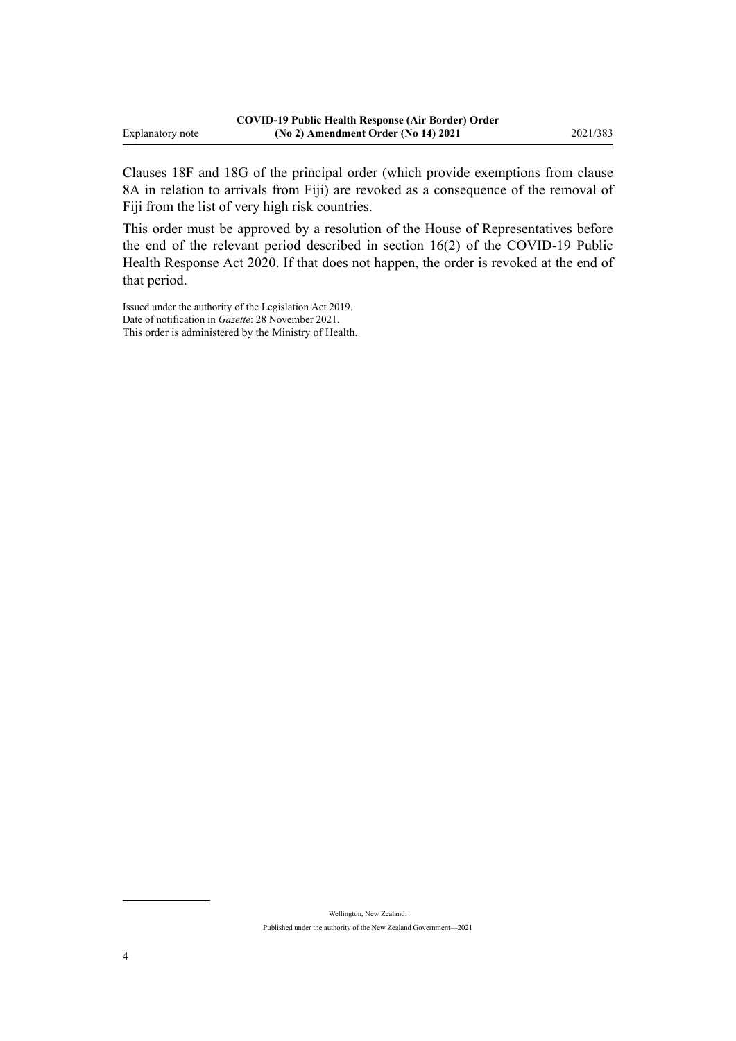Clauses 18F and 18G of the principal order (which provide exemptions from clause 8A in relation to arrivals from Fiji) are revoked as a consequence of the removal of Fiji from the list of very high risk countries.

This order must be approved by a resolution of the House of Representatives before the end of the relevant period described in section 16(2) of the COVID-19 Public Health Response Act 2020. If that does not happen, the order is revoked at the end of that period.

Issued under the authority of the Legislation Act 2019.
Date of notification in *Gazette*: 28 November 2021.
This order is administered by the Ministry of Health.

Wellington, New Zealand:
Published under the authority of the New Zealand Government—2021